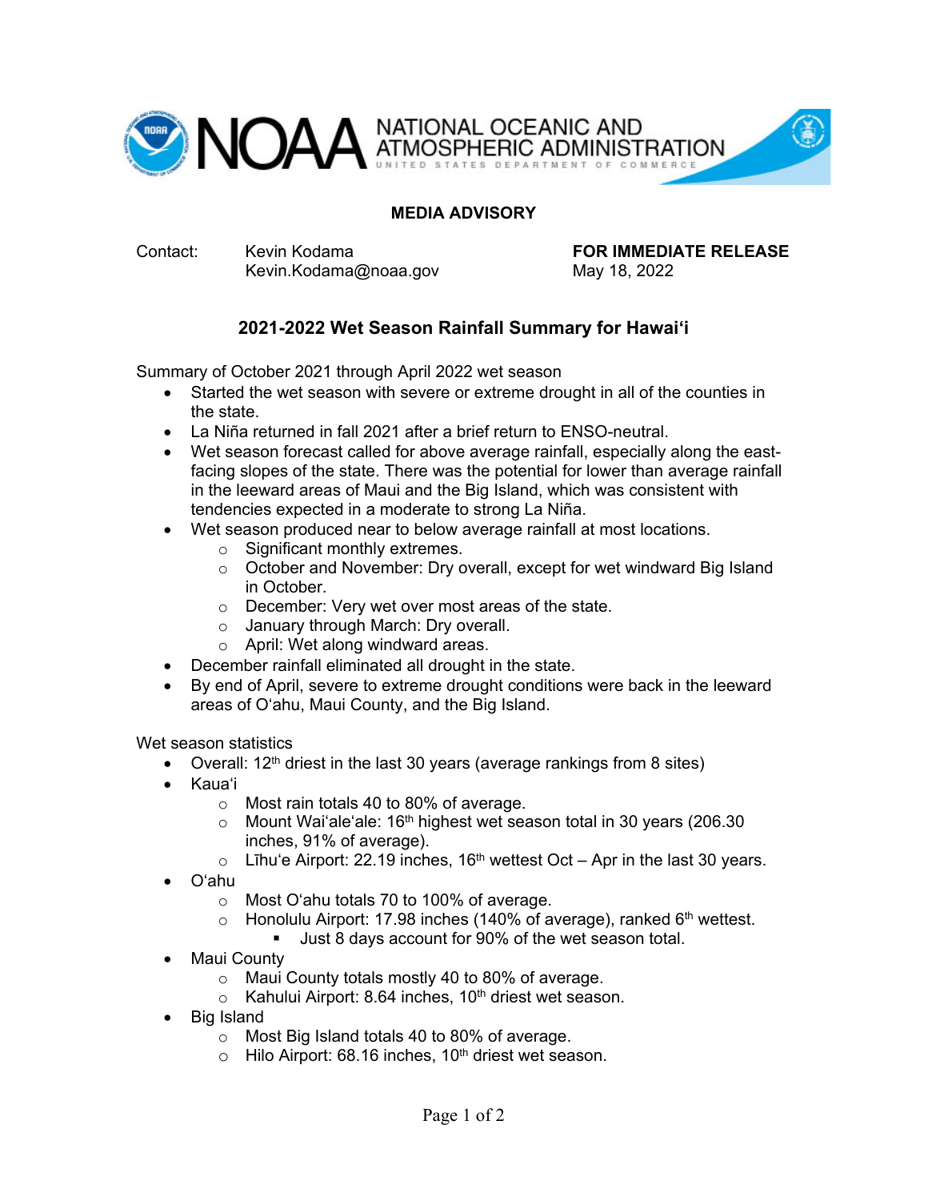**MEDIA ADVISORY**

Contact: Kevin Kodama
Kevin.Kodama@noaa.gov

**FOR IMMEDIATE RELEASE**
May 18, 2022

## 2021-2022 Wet Season Rainfall Summary for Hawai‘i

Summary of October 2021 through April 2022 wet season

- Started the wet season with severe or extreme drought in all of the counties in the state.
- La Niña returned in fall 2021 after a brief return to ENSO-neutral.
- Wet season forecast called for above average rainfall, especially along the east-facing slopes of the state. There was the potential for lower than average rainfall in the leeward areas of Maui and the Big Island, which was consistent with tendencies expected in a moderate to strong La Niña.
- Wet season produced near to below average rainfall at most locations.
  - Significant monthly extremes.
  - October and November: Dry overall, except for wet windward Big Island in October.
  - December: Very wet over most areas of the state.
  - January through March: Dry overall.
  - April: Wet along windward areas.
- December rainfall eliminated all drought in the state.
- By end of April, severe to extreme drought conditions were back in the leeward areas of O‘ahu, Maui County, and the Big Island.

Wet season statistics

- Overall: 12th driest in the last 30 years (average rankings from 8 sites)
- Kaua‘i
  - Most rain totals 40 to 80% of average.
  - Mount Wai‘ale‘ale: 16th highest wet season total in 30 years (206.30 inches, 91% of average).
  - Līhu‘e Airport: 22.19 inches, 16th wettest Oct – Apr in the last 30 years.
- O‘ahu
  - Most O‘ahu totals 70 to 100% of average.
  - Honolulu Airport: 17.98 inches (140% of average), ranked 6th wettest.
    - Just 8 days account for 90% of the wet season total.
- Maui County
  - Maui County totals mostly 40 to 80% of average.
  - Kahului Airport: 8.64 inches, 10th driest wet season.
- Big Island
  - Most Big Island totals 40 to 80% of average.
  - Hilo Airport: 68.16 inches, 10th driest wet season.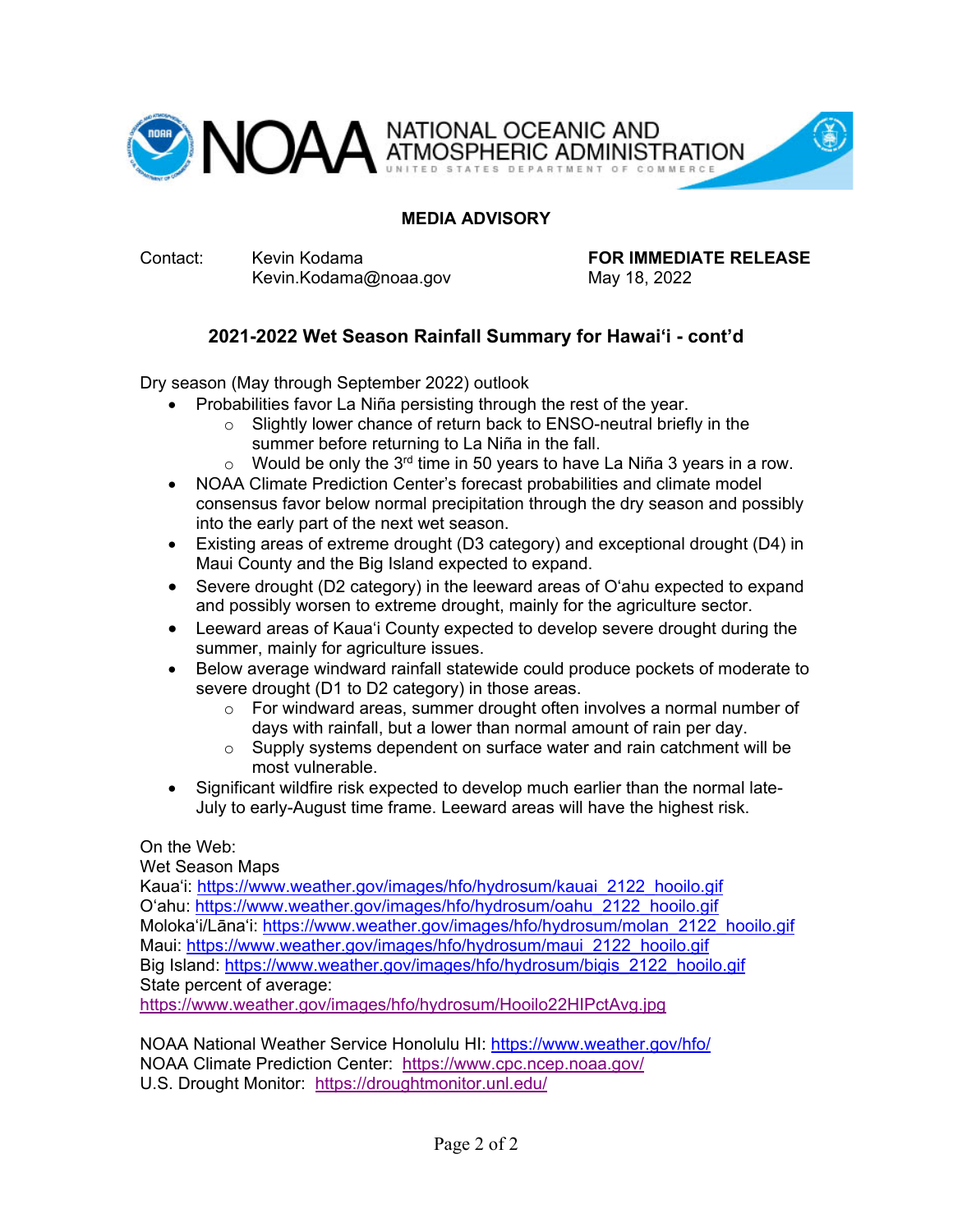NOAA NATIONAL OCEANIC AND ATMOSPHERIC ADMINISTRATION
UNITED STATES DEPARTMENT OF COMMERCE

**MEDIA ADVISORY**

Contact: Kevin Kodama
Kevin.Kodama@noaa.gov

**FOR IMMEDIATE RELEASE**
May 18, 2022

## 2021-2022 Wet Season Rainfall Summary for Hawai‘i - cont’d

Dry season (May through September 2022) outlook

- Probabilities favor La Niña persisting through the rest of the year.
  - Slightly lower chance of return back to ENSO-neutral briefly in the summer before returning to La Niña in the fall.
  - Would be only the 3rd time in 50 years to have La Niña 3 years in a row.
- NOAA Climate Prediction Center’s forecast probabilities and climate model consensus favor below normal precipitation through the dry season and possibly into the early part of the next wet season.
- Existing areas of extreme drought (D3 category) and exceptional drought (D4) in Maui County and the Big Island expected to expand.
- Severe drought (D2 category) in the leeward areas of O‘ahu expected to expand and possibly worsen to extreme drought, mainly for the agriculture sector.
- Leeward areas of Kaua‘i County expected to develop severe drought during the summer, mainly for agriculture issues.
- Below average windward rainfall statewide could produce pockets of moderate to severe drought (D1 to D2 category) in those areas.
  - For windward areas, summer drought often involves a normal number of days with rainfall, but a lower than normal amount of rain per day.
  - Supply systems dependent on surface water and rain catchment will be most vulnerable.
- Significant wildfire risk expected to develop much earlier than the normal late-July to early-August time frame. Leeward areas will have the highest risk.

On the Web:
Wet Season Maps
Kaua‘i: https://www.weather.gov/images/hfo/hydrosum/kauai_2122_hooilo.gif
O‘ahu: https://www.weather.gov/images/hfo/hydrosum/oahu_2122_hooilo.gif
Moloka‘i/Lāna‘i: https://www.weather.gov/images/hfo/hydrosum/molan_2122_hooilo.gif
Maui: https://www.weather.gov/images/hfo/hydrosum/maui_2122_hooilo.gif
Big Island: https://www.weather.gov/images/hfo/hydrosum/bigis_2122_hooilo.gif
State percent of average:
https://www.weather.gov/images/hfo/hydrosum/Hooilo22HIPctAvg.jpg

NOAA National Weather Service Honolulu HI: https://www.weather.gov/hfo/
NOAA Climate Prediction Center: https://www.cpc.ncep.noaa.gov/
U.S. Drought Monitor: https://droughtmonitor.unl.edu/